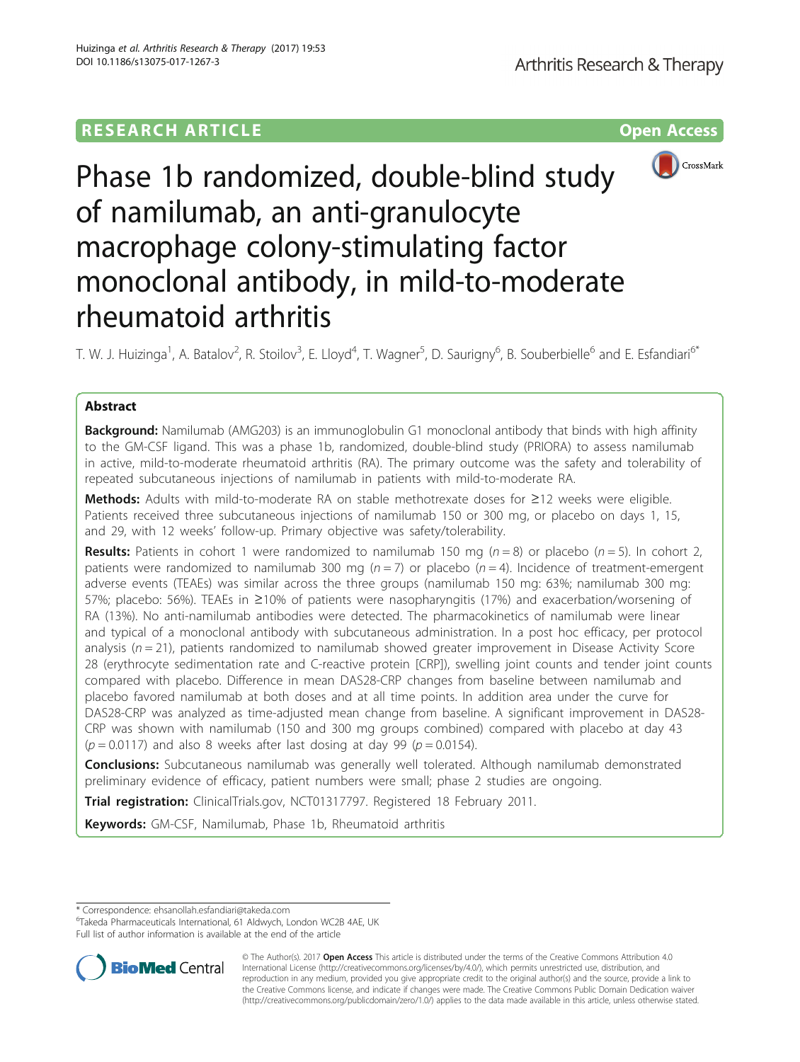RESEARCH ARTICLE

Open Access

# Phase 1b randomized, double-blind study of namilumab, an anti-granulocyte macrophage colony-stimulating factor monoclonal antibody, in mild-to-moderate rheumatoid arthritis

T. W. J. Huizinga[1], A. Batalov[2], R. Stoilov[3], E. Lloyd[4], T. Wagner[5], D. Saurigny[6], B. Souberbielle[6] and E. Esfandiari[6*]

## Abstract

**Background:** Namilumab (AMG203) is an immunoglobulin G1 monoclonal antibody that binds with high affinity to the GM-CSF ligand. This was a phase 1b, randomized, double-blind study (PRIORA) to assess namilumab in active, mild-to-moderate rheumatoid arthritis (RA). The primary outcome was the safety and tolerability of repeated subcutaneous injections of namilumab in patients with mild-to-moderate RA.

**Methods:** Adults with mild-to-moderate RA on stable methotrexate doses for ≥12 weeks were eligible. Patients received three subcutaneous injections of namilumab 150 or 300 mg, or placebo on days 1, 15, and 29, with 12 weeks' follow-up. Primary objective was safety/tolerability.

**Results:** Patients in cohort 1 were randomized to namilumab 150 mg ($n = 8$) or placebo ($n = 5$). In cohort 2, patients were randomized to namilumab 300 mg ($n = 7$) or placebo ($n = 4$). Incidence of treatment-emergent adverse events (TEAEs) was similar across the three groups (namilumab 150 mg: 63%; namilumab 300 mg: 57%; placebo: 56%). TEAEs in ≥10% of patients were nasopharyngitis (17%) and exacerbation/worsening of RA (13%). No anti-namilumab antibodies were detected. The pharmacokinetics of namilumab were linear and typical of a monoclonal antibody with subcutaneous administration. In a post hoc efficacy, per protocol analysis ($n = 21$), patients randomized to namilumab showed greater improvement in Disease Activity Score 28 (erythrocyte sedimentation rate and C-reactive protein [CRP]), swelling joint counts and tender joint counts compared with placebo. Difference in mean DAS28-CRP changes from baseline between namilumab and placebo favored namilumab at both doses and at all time points. In addition area under the curve for DAS28-CRP was analyzed as time-adjusted mean change from baseline. A significant improvement in DAS28-CRP was shown with namilumab (150 and 300 mg groups combined) compared with placebo at day 43 ($p = 0.0117$) and also 8 weeks after last dosing at day 99 ($p = 0.0154$).

**Conclusions:** Subcutaneous namilumab was generally well tolerated. Although namilumab demonstrated preliminary evidence of efficacy, patient numbers were small; phase 2 studies are ongoing.

**Trial registration:** ClinicalTrials.gov, NCT01317797. Registered 18 February 2011.

**Keywords:** GM-CSF, Namilumab, Phase 1b, Rheumatoid arthritis

---

\* Correspondence: ehsanollah.esfandiari@takeda.com
[6]Takeda Pharmaceuticals International, 61 Aldwych, London WC2B 4AE, UK
Full list of author information is available at the end of the article

© The Author(s). 2017 **Open Access** This article is distributed under the terms of the Creative Commons Attribution 4.0 International License (http://creativecommons.org/licenses/by/4.0/), which permits unrestricted use, distribution, and reproduction in any medium, provided you give appropriate credit to the original author(s) and the source, provide a link to the Creative Commons license, and indicate if changes were made. The Creative Commons Public Domain Dedication waiver (http://creativecommons.org/publicdomain/zero/1.0/) applies to the data made available in this article, unless otherwise stated.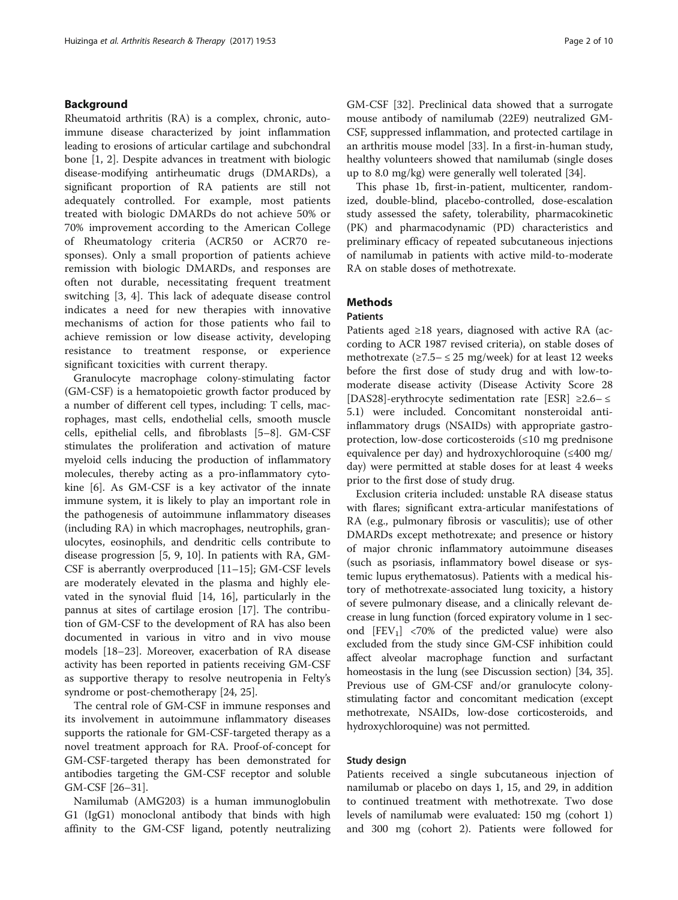## Background

Rheumatoid arthritis (RA) is a complex, chronic, autoimmune disease characterized by joint inflammation leading to erosions of articular cartilage and subchondral bone [1, 2]. Despite advances in treatment with biologic disease-modifying antirheumatic drugs (DMARDs), a significant proportion of RA patients are still not adequately controlled. For example, most patients treated with biologic DMARDs do not achieve 50% or 70% improvement according to the American College of Rheumatology criteria (ACR50 or ACR70 responses). Only a small proportion of patients achieve remission with biologic DMARDs, and responses are often not durable, necessitating frequent treatment switching [3, 4]. This lack of adequate disease control indicates a need for new therapies with innovative mechanisms of action for those patients who fail to achieve remission or low disease activity, developing resistance to treatment response, or experience significant toxicities with current therapy.

Granulocyte macrophage colony-stimulating factor (GM-CSF) is a hematopoietic growth factor produced by a number of different cell types, including: T cells, macrophages, mast cells, endothelial cells, smooth muscle cells, epithelial cells, and fibroblasts [5–8]. GM-CSF stimulates the proliferation and activation of mature myeloid cells inducing the production of inflammatory molecules, thereby acting as a pro-inflammatory cytokine [6]. As GM-CSF is a key activator of the innate immune system, it is likely to play an important role in the pathogenesis of autoimmune inflammatory diseases (including RA) in which macrophages, neutrophils, granulocytes, eosinophils, and dendritic cells contribute to disease progression [5, 9, 10]. In patients with RA, GM-CSF is aberrantly overproduced [11–15]; GM-CSF levels are moderately elevated in the plasma and highly elevated in the synovial fluid [14, 16], particularly in the pannus at sites of cartilage erosion [17]. The contribution of GM-CSF to the development of RA has also been documented in various in vitro and in vivo mouse models [18–23]. Moreover, exacerbation of RA disease activity has been reported in patients receiving GM-CSF as supportive therapy to resolve neutropenia in Felty's syndrome or post-chemotherapy [24, 25].

The central role of GM-CSF in immune responses and its involvement in autoimmune inflammatory diseases supports the rationale for GM-CSF-targeted therapy as a novel treatment approach for RA. Proof-of-concept for GM-CSF-targeted therapy has been demonstrated for antibodies targeting the GM-CSF receptor and soluble GM-CSF [26–31].

Namilumab (AMG203) is a human immunoglobulin G1 (IgG1) monoclonal antibody that binds with high affinity to the GM-CSF ligand, potently neutralizing GM-CSF [32]. Preclinical data showed that a surrogate mouse antibody of namilumab (22E9) neutralized GM-CSF, suppressed inflammation, and protected cartilage in an arthritis mouse model [33]. In a first-in-human study, healthy volunteers showed that namilumab (single doses up to 8.0 mg/kg) were generally well tolerated [34].

This phase 1b, first-in-patient, multicenter, randomized, double-blind, placebo-controlled, dose-escalation study assessed the safety, tolerability, pharmacokinetic (PK) and pharmacodynamic (PD) characteristics and preliminary efficacy of repeated subcutaneous injections of namilumab in patients with active mild-to-moderate RA on stable doses of methotrexate.

## Methods

### Patients

Patients aged ≥18 years, diagnosed with active RA (according to ACR 1987 revised criteria), on stable doses of methotrexate (≥7.5– ≤ 25 mg/week) for at least 12 weeks before the first dose of study drug and with low-to-moderate disease activity (Disease Activity Score 28 [DAS28]-erythrocyte sedimentation rate [ESR] ≥2.6– ≤ 5.1) were included. Concomitant nonsteroidal anti-inflammatory drugs (NSAIDs) with appropriate gastroprotection, low-dose corticosteroids (≤10 mg prednisone equivalence per day) and hydroxychloroquine (≤400 mg/day) were permitted at stable doses for at least 4 weeks prior to the first dose of study drug.

Exclusion criteria included: unstable RA disease status with flares; significant extra-articular manifestations of RA (e.g., pulmonary fibrosis or vasculitis); use of other DMARDs except methotrexate; and presence or history of major chronic inflammatory autoimmune diseases (such as psoriasis, inflammatory bowel disease or systemic lupus erythematosus). Patients with a medical history of methotrexate-associated lung toxicity, a history of severe pulmonary disease, and a clinically relevant decrease in lung function (forced expiratory volume in 1 second [$FEV_1$] <70% of the predicted value) were also excluded from the study since GM-CSF inhibition could affect alveolar macrophage function and surfactant homeostasis in the lung (see Discussion section) [34, 35]. Previous use of GM-CSF and/or granulocyte colony-stimulating factor and concomitant medication (except methotrexate, NSAIDs, low-dose corticosteroids, and hydroxychloroquine) was not permitted.

### Study design

Patients received a single subcutaneous injection of namilumab or placebo on days 1, 15, and 29, in addition to continued treatment with methotrexate. Two dose levels of namilumab were evaluated: 150 mg (cohort 1) and 300 mg (cohort 2). Patients were followed for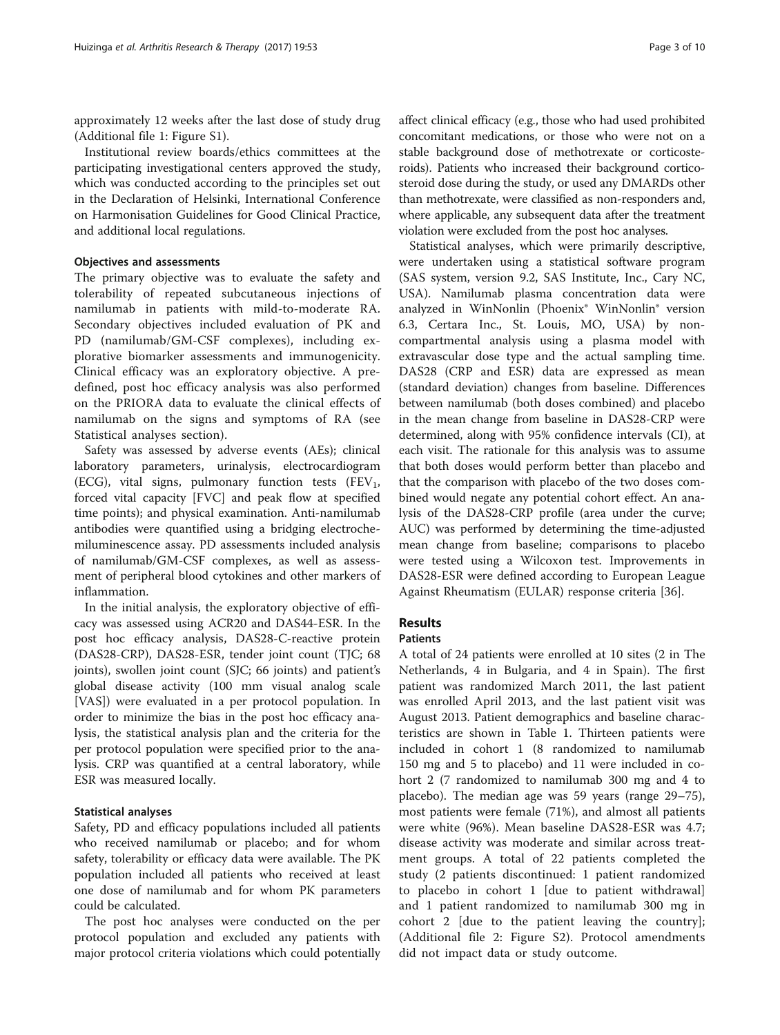approximately 12 weeks after the last dose of study drug (Additional file 1: Figure S1).

Institutional review boards/ethics committees at the participating investigational centers approved the study, which was conducted according to the principles set out in the Declaration of Helsinki, International Conference on Harmonisation Guidelines for Good Clinical Practice, and additional local regulations.

### Objectives and assessments

The primary objective was to evaluate the safety and tolerability of repeated subcutaneous injections of namilumab in patients with mild-to-moderate RA. Secondary objectives included evaluation of PK and PD (namilumab/GM-CSF complexes), including explorative biomarker assessments and immunogenicity. Clinical efficacy was an exploratory objective. A predefined, post hoc efficacy analysis was also performed on the PRIORA data to evaluate the clinical effects of namilumab on the signs and symptoms of RA (see Statistical analyses section).

Safety was assessed by adverse events (AEs); clinical laboratory parameters, urinalysis, electrocardiogram (ECG), vital signs, pulmonary function tests ($FEV_1$, forced vital capacity [FVC] and peak flow at specified time points); and physical examination. Anti-namilumab antibodies were quantified using a bridging electrochemiluminescence assay. PD assessments included analysis of namilumab/GM-CSF complexes, as well as assessment of peripheral blood cytokines and other markers of inflammation.

In the initial analysis, the exploratory objective of efficacy was assessed using ACR20 and DAS44-ESR. In the post hoc efficacy analysis, DAS28-C-reactive protein (DAS28-CRP), DAS28-ESR, tender joint count (TJC; 68 joints), swollen joint count (SJC; 66 joints) and patient's global disease activity (100 mm visual analog scale [VAS]) were evaluated in a per protocol population. In order to minimize the bias in the post hoc efficacy analysis, the statistical analysis plan and the criteria for the per protocol population were specified prior to the analysis. CRP was quantified at a central laboratory, while ESR was measured locally.

### Statistical analyses

Safety, PD and efficacy populations included all patients who received namilumab or placebo; and for whom safety, tolerability or efficacy data were available. The PK population included all patients who received at least one dose of namilumab and for whom PK parameters could be calculated.

The post hoc analyses were conducted on the per protocol population and excluded any patients with major protocol criteria violations which could potentially affect clinical efficacy (e.g., those who had used prohibited concomitant medications, or those who were not on a stable background dose of methotrexate or corticosteroids). Patients who increased their background corticosteroid dose during the study, or used any DMARDs other than methotrexate, were classified as non-responders and, where applicable, any subsequent data after the treatment violation were excluded from the post hoc analyses.

Statistical analyses, which were primarily descriptive, were undertaken using a statistical software program (SAS system, version 9.2, SAS Institute, Inc., Cary NC, USA). Namilumab plasma concentration data were analyzed in WinNonlin (Phoenix® WinNonlin® version 6.3, Certara Inc., St. Louis, MO, USA) by non-compartmental analysis using a plasma model with extravascular dose type and the actual sampling time. DAS28 (CRP and ESR) data are expressed as mean (standard deviation) changes from baseline. Differences between namilumab (both doses combined) and placebo in the mean change from baseline in DAS28-CRP were determined, along with 95% confidence intervals (CI), at each visit. The rationale for this analysis was to assume that both doses would perform better than placebo and that the comparison with placebo of the two doses combined would negate any potential cohort effect. An analysis of the DAS28-CRP profile (area under the curve; AUC) was performed by determining the time-adjusted mean change from baseline; comparisons to placebo were tested using a Wilcoxon test. Improvements in DAS28-ESR were defined according to European League Against Rheumatism (EULAR) response criteria [36].

## Results

### Patients

A total of 24 patients were enrolled at 10 sites (2 in The Netherlands, 4 in Bulgaria, and 4 in Spain). The first patient was randomized March 2011, the last patient was enrolled April 2013, and the last patient visit was August 2013. Patient demographics and baseline characteristics are shown in Table 1. Thirteen patients were included in cohort 1 (8 randomized to namilumab 150 mg and 5 to placebo) and 11 were included in cohort 2 (7 randomized to namilumab 300 mg and 4 to placebo). The median age was 59 years (range 29–75), most patients were female (71%), and almost all patients were white (96%). Mean baseline DAS28-ESR was 4.7; disease activity was moderate and similar across treatment groups. A total of 22 patients completed the study (2 patients discontinued: 1 patient randomized to placebo in cohort 1 [due to patient withdrawal] and 1 patient randomized to namilumab 300 mg in cohort 2 [due to the patient leaving the country]; (Additional file 2: Figure S2). Protocol amendments did not impact data or study outcome.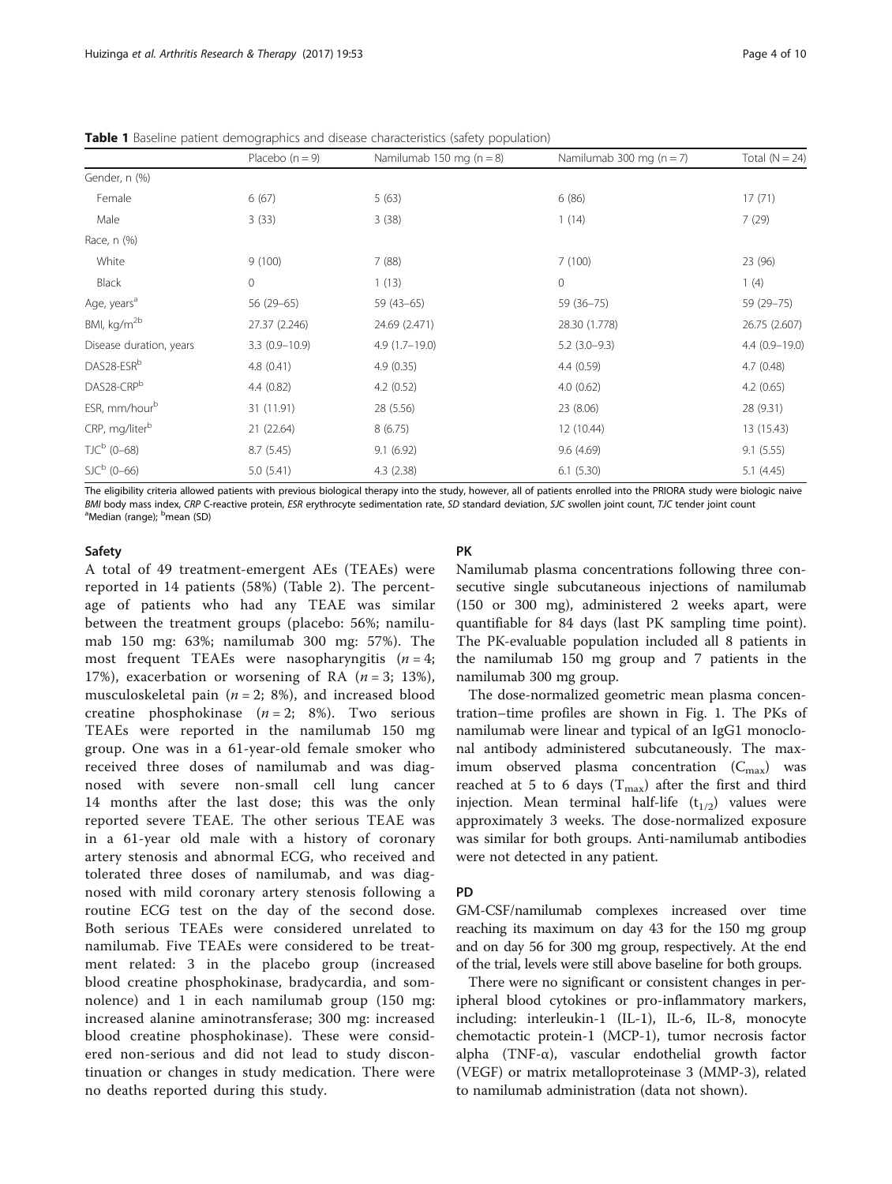**Table 1** Baseline patient demographics and disease characteristics (safety population)

| | Placebo (n = 9) | Namilumab 150 mg (n = 8) | Namilumab 300 mg (n = 7) | Total (N = 24) |
|---|---|---|---|---|
| Gender, n (%) | | | | |
| Female | 6 (67) | 5 (63) | 6 (86) | 17 (71) |
| Male | 3 (33) | 3 (38) | 1 (14) | 7 (29) |
| Race, n (%) | | | | |
| White | 9 (100) | 7 (88) | 7 (100) | 23 (96) |
| Black | 0 | 1 (13) | 0 | 1 (4) |
| Age, years[a] | 56 (29–65) | 59 (43–65) | 59 (36–75) | 59 (29–75) |
| BMI, kg/m[2b] | 27.37 (2.246) | 24.69 (2.471) | 28.30 (1.778) | 26.75 (2.607) |
| Disease duration, years | 3.3 (0.9–10.9) | 4.9 (1.7–19.0) | 5.2 (3.0–9.3) | 4.4 (0.9–19.0) |
| DAS28-ESR[b] | 4.8 (0.41) | 4.9 (0.35) | 4.4 (0.59) | 4.7 (0.48) |
| DAS28-CRP[b] | 4.4 (0.82) | 4.2 (0.52) | 4.0 (0.62) | 4.2 (0.65) |
| ESR, mm/hour[b] | 31 (11.91) | 28 (5.56) | 23 (8.06) | 28 (9.31) |
| CRP, mg/liter[b] | 21 (22.64) | 8 (6.75) | 12 (10.44) | 13 (15.43) |
| TJC[b] (0–68) | 8.7 (5.45) | 9.1 (6.92) | 9.6 (4.69) | 9.1 (5.55) |
| SJC[b] (0–66) | 5.0 (5.41) | 4.3 (2.38) | 6.1 (5.30) | 5.1 (4.45) |

The eligibility criteria allowed patients with previous biological therapy into the study, however, all of patients enrolled into the PRIORA study were biologic naive
*BMI* body mass index, *CRP* C-reactive protein, *ESR* erythrocyte sedimentation rate, *SD* standard deviation, *SJC* swollen joint count, *TJC* tender joint count
[a]Median (range); [b]mean (SD)

### Safety

A total of 49 treatment-emergent AEs (TEAEs) were reported in 14 patients (58%) (Table 2). The percentage of patients who had any TEAE was similar between the treatment groups (placebo: 56%; namilumab 150 mg: 63%; namilumab 300 mg: 57%). The most frequent TEAEs were nasopharyngitis (*n* = 4; 17%), exacerbation or worsening of RA (*n* = 3; 13%), musculoskeletal pain (*n* = 2; 8%), and increased blood creatine phosphokinase (*n* = 2; 8%). Two serious TEAEs were reported in the namilumab 150 mg group. One was in a 61-year-old female smoker who received three doses of namilumab and was diagnosed with severe non-small cell lung cancer 14 months after the last dose; this was the only reported severe TEAE. The other serious TEAE was in a 61-year old male with a history of coronary artery stenosis and abnormal ECG, who received and tolerated three doses of namilumab, and was diagnosed with mild coronary artery stenosis following a routine ECG test on the day of the second dose. Both serious TEAEs were considered unrelated to namilumab. Five TEAEs were considered to be treatment related: 3 in the placebo group (increased blood creatine phosphokinase, bradycardia, and somnolence) and 1 in each namilumab group (150 mg: increased alanine aminotransferase; 300 mg: increased blood creatine phosphokinase). These were considered non-serious and did not lead to study discontinuation or changes in study medication. There were no deaths reported during this study.

### PK

Namilumab plasma concentrations following three consecutive single subcutaneous injections of namilumab (150 or 300 mg), administered 2 weeks apart, were quantifiable for 84 days (last PK sampling time point). The PK-evaluable population included all 8 patients in the namilumab 150 mg group and 7 patients in the namilumab 300 mg group.

The dose-normalized geometric mean plasma concentration–time profiles are shown in Fig. 1. The PKs of namilumab were linear and typical of an IgG1 monoclonal antibody administered subcutaneously. The maximum observed plasma concentration ($C_{max}$) was reached at 5 to 6 days ($T_{max}$) after the first and third injection. Mean terminal half-life ($t_{1/2}$) values were approximately 3 weeks. The dose-normalized exposure was similar for both groups. Anti-namilumab antibodies were not detected in any patient.

### PD

GM-CSF/namilumab complexes increased over time reaching its maximum on day 43 for the 150 mg group and on day 56 for 300 mg group, respectively. At the end of the trial, levels were still above baseline for both groups.

There were no significant or consistent changes in peripheral blood cytokines or pro-inflammatory markers, including: interleukin-1 (IL-1), IL-6, IL-8, monocyte chemotactic protein-1 (MCP-1), tumor necrosis factor alpha (TNF-α), vascular endothelial growth factor (VEGF) or matrix metalloproteinase 3 (MMP-3), related to namilumab administration (data not shown).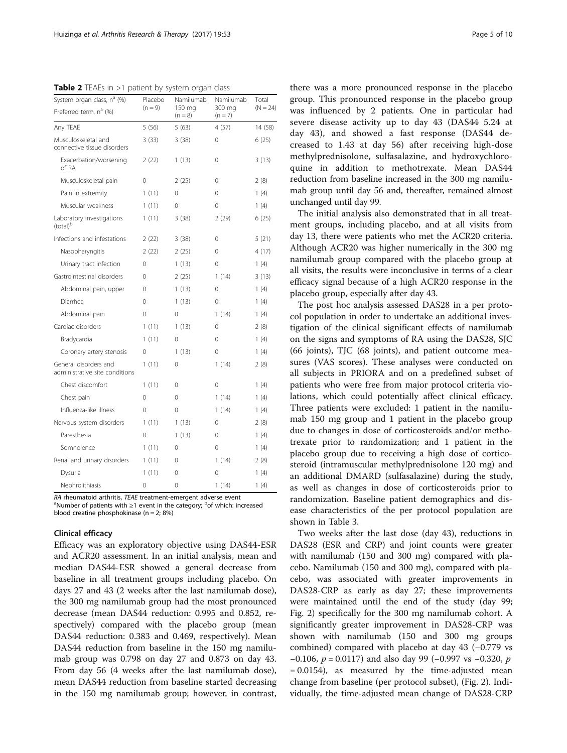**Table 2** TEAEs in >1 patient by system organ class

| System organ class, n[a] (%) / Preferred term, n[a] (%) | Placebo (n = 9) | Namilumab 150 mg (n = 8) | Namilumab 300 mg (n = 7) | Total (N = 24) |
|---|---|---|---|---|
| Any TEAE | 5 (56) | 5 (63) | 4 (57) | 14 (58) |
| Musculoskeletal and connective tissue disorders | 3 (33) | 3 (38) | 0 | 6 (25) |
| Exacerbation/worsening of RA | 2 (22) | 1 (13) | 0 | 3 (13) |
| Musculoskeletal pain | 0 | 2 (25) | 0 | 2 (8) |
| Pain in extremity | 1 (11) | 0 | 0 | 1 (4) |
| Muscular weakness | 1 (11) | 0 | 0 | 1 (4) |
| Laboratory investigations (total)[b] | 1 (11) | 3 (38) | 2 (29) | 6 (25) |
| Infections and infestations | 2 (22) | 3 (38) | 0 | 5 (21) |
| Nasopharyngitis | 2 (22) | 2 (25) | 0 | 4 (17) |
| Urinary tract infection | 0 | 1 (13) | 0 | 1 (4) |
| Gastrointestinal disorders | 0 | 2 (25) | 1 (14) | 3 (13) |
| Abdominal pain, upper | 0 | 1 (13) | 0 | 1 (4) |
| Diarrhea | 0 | 1 (13) | 0 | 1 (4) |
| Abdominal pain | 0 | 0 | 1 (14) | 1 (4) |
| Cardiac disorders | 1 (11) | 1 (13) | 0 | 2 (8) |
| Bradycardia | 1 (11) | 0 | 0 | 1 (4) |
| Coronary artery stenosis | 0 | 1 (13) | 0 | 1 (4) |
| General disorders and administrative site conditions | 1 (11) | 0 | 1 (14) | 2 (8) |
| Chest discomfort | 1 (11) | 0 | 0 | 1 (4) |
| Chest pain | 0 | 0 | 1 (14) | 1 (4) |
| Influenza-like illness | 0 | 0 | 1 (14) | 1 (4) |
| Nervous system disorders | 1 (11) | 1 (13) | 0 | 2 (8) |
| Paresthesia | 0 | 1 (13) | 0 | 1 (4) |
| Somnolence | 1 (11) | 0 | 0 | 1 (4) |
| Renal and urinary disorders | 1 (11) | 0 | 1 (14) | 2 (8) |
| Dysuria | 1 (11) | 0 | 0 | 1 (4) |
| Nephrolithiasis | 0 | 0 | 1 (14) | 1 (4) |

*RA* rheumatoid arthritis, *TEAE* treatment-emergent adverse event
[a]Number of patients with ≥1 event in the category; [b]of which: increased blood creatine phosphokinase (n = 2; 8%)

### Clinical efficacy

Efficacy was an exploratory objective using DAS44-ESR and ACR20 assessment. In an initial analysis, mean and median DAS44-ESR showed a general decrease from baseline in all treatment groups including placebo. On days 27 and 43 (2 weeks after the last namilumab dose), the 300 mg namilumab group had the most pronounced decrease (mean DAS44 reduction: 0.995 and 0.852, respectively) compared with the placebo group (mean DAS44 reduction: 0.383 and 0.469, respectively). Mean DAS44 reduction from baseline in the 150 mg namilumab group was 0.798 on day 27 and 0.873 on day 43. From day 56 (4 weeks after the last namilumab dose), mean DAS44 reduction from baseline started decreasing in the 150 mg namilumab group; however, in contrast, there was a more pronounced response in the placebo group. This pronounced response in the placebo group was influenced by 2 patients. One in particular had severe disease activity up to day 43 (DAS44 5.24 at day 43), and showed a fast response (DAS44 decreased to 1.43 at day 56) after receiving high-dose methylprednisolone, sulfasalazine, and hydroxychloroquine in addition to methotrexate. Mean DAS44 reduction from baseline increased in the 300 mg namilumab group until day 56 and, thereafter, remained almost unchanged until day 99.

The initial analysis also demonstrated that in all treatment groups, including placebo, and at all visits from day 13, there were patients who met the ACR20 criteria. Although ACR20 was higher numerically in the 300 mg namilumab group compared with the placebo group at all visits, the results were inconclusive in terms of a clear efficacy signal because of a high ACR20 response in the placebo group, especially after day 43.

The post hoc analysis assessed DAS28 in a per protocol population in order to undertake an additional investigation of the clinical significant effects of namilumab on the signs and symptoms of RA using the DAS28, SJC (66 joints), TJC (68 joints), and patient outcome measures (VAS scores). These analyses were conducted on all subjects in PRIORA and on a predefined subset of patients who were free from major protocol criteria violations, which could potentially affect clinical efficacy. Three patients were excluded: 1 patient in the namilumab 150 mg group and 1 patient in the placebo group due to changes in dose of corticosteroids and/or methotrexate prior to randomization; and 1 patient in the placebo group due to receiving a high dose of corticosteroid (intramuscular methylprednisolone 120 mg) and an additional DMARD (sulfasalazine) during the study, as well as changes in dose of corticosteroids prior to randomization. Baseline patient demographics and disease characteristics of the per protocol population are shown in Table 3.

Two weeks after the last dose (day 43), reductions in DAS28 (ESR and CRP) and joint counts were greater with namilumab (150 and 300 mg) compared with placebo. Namilumab (150 and 300 mg), compared with placebo, was associated with greater improvements in DAS28-CRP as early as day 27; these improvements were maintained until the end of the study (day 99; Fig. 2) specifically for the 300 mg namilumab cohort. A significantly greater improvement in DAS28-CRP was shown with namilumab (150 and 300 mg groups combined) compared with placebo at day 43 (−0.779 vs −0.106, $p = 0.0117$) and also day 99 (−0.997 vs −0.320, $p = 0.0154$), as measured by the time-adjusted mean change from baseline (per protocol subset), (Fig. 2). Individually, the time-adjusted mean change of DAS28-CRP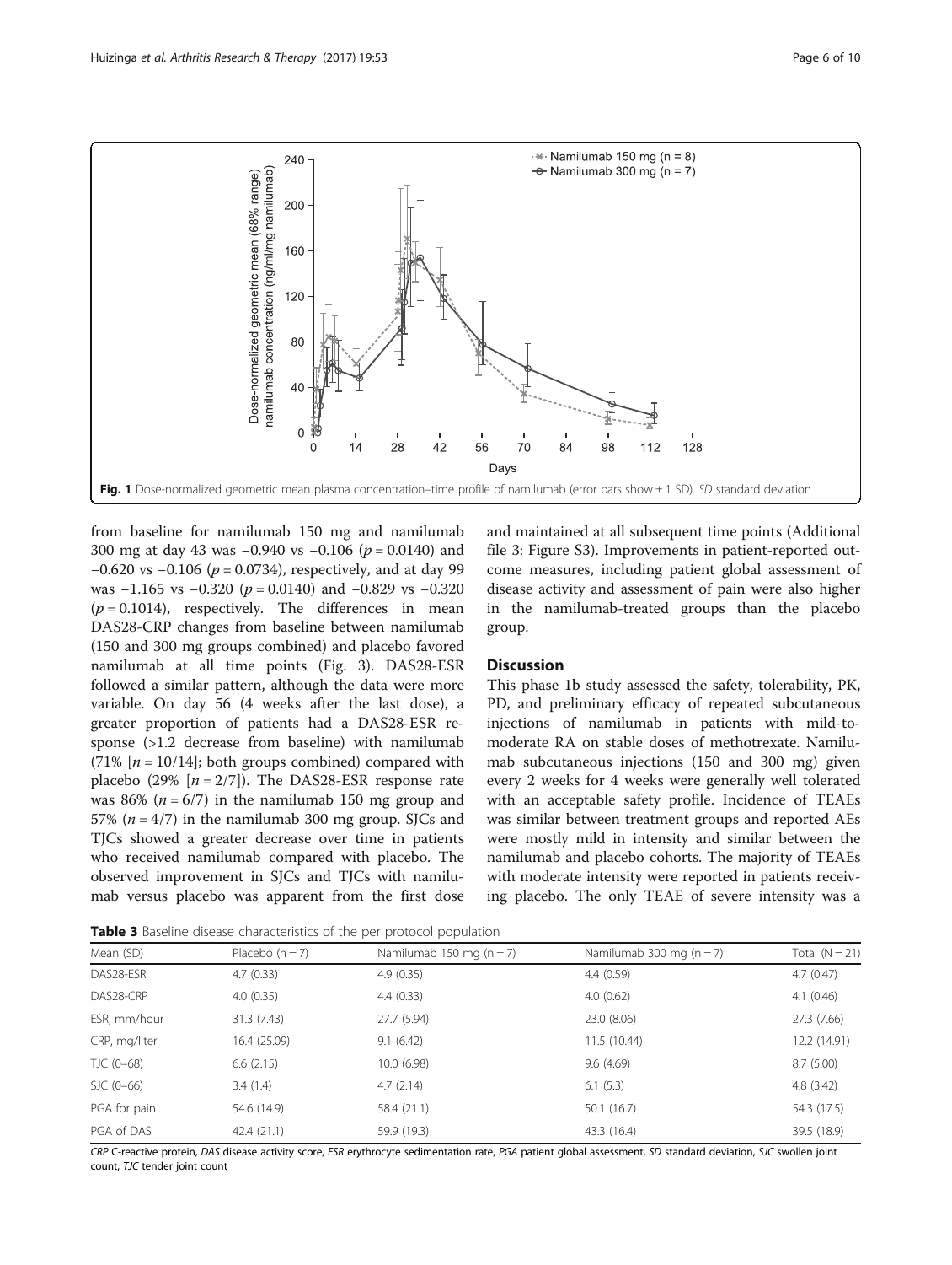Fig. 1 Dose-normalized geometric mean plasma concentration–time profile of namilumab (error bars show ± 1 SD). SD standard deviation

from baseline for namilumab 150 mg and namilumab 300 mg at day 43 was −0.940 vs −0.106 ($p = 0.0140$) and −0.620 vs −0.106 ($p = 0.0734$), respectively, and at day 99 was −1.165 vs −0.320 ($p = 0.0140$) and −0.829 vs −0.320 ($p = 0.1014$), respectively. The differences in mean DAS28-CRP changes from baseline between namilumab (150 and 300 mg groups combined) and placebo favored namilumab at all time points (Fig. 3). DAS28-ESR followed a similar pattern, although the data were more variable. On day 56 (4 weeks after the last dose), a greater proportion of patients had a DAS28-ESR response (>1.2 decrease from baseline) with namilumab (71% [$n = 10/14$]; both groups combined) compared with placebo (29% [$n = 2/7$]). The DAS28-ESR response rate was 86% ($n = 6/7$) in the namilumab 150 mg group and 57% ($n = 4/7$) in the namilumab 300 mg group. SJCs and TJCs showed a greater decrease over time in patients who received namilumab compared with placebo. The observed improvement in SJCs and TJCs with namilumab versus placebo was apparent from the first dose and maintained at all subsequent time points (Additional file 3: Figure S3). Improvements in patient-reported outcome measures, including patient global assessment of disease activity and assessment of pain were also higher in the namilumab-treated groups than the placebo group.

## Discussion

This phase 1b study assessed the safety, tolerability, PK, PD, and preliminary efficacy of repeated subcutaneous injections of namilumab in patients with mild-to-moderate RA on stable doses of methotrexate. Namilumab subcutaneous injections (150 and 300 mg) given every 2 weeks for 4 weeks were generally well tolerated with an acceptable safety profile. Incidence of TEAEs was similar between treatment groups and reported AEs were mostly mild in intensity and similar between the namilumab and placebo cohorts. The majority of TEAEs with moderate intensity were reported in patients receiving placebo. The only TEAE of severe intensity was a

**Table 3** Baseline disease characteristics of the per protocol population

| Mean (SD) | Placebo ($n = 7$) | Namilumab 150 mg ($n = 7$) | Namilumab 300 mg ($n = 7$) | Total ($N = 21$) |
|---|---|---|---|---|
| DAS28-ESR | 4.7 (0.33) | 4.9 (0.35) | 4.4 (0.59) | 4.7 (0.47) |
| DAS28-CRP | 4.0 (0.35) | 4.4 (0.33) | 4.0 (0.62) | 4.1 (0.46) |
| ESR, mm/hour | 31.3 (7.43) | 27.7 (5.94) | 23.0 (8.06) | 27.3 (7.66) |
| CRP, mg/liter | 16.4 (25.09) | 9.1 (6.42) | 11.5 (10.44) | 12.2 (14.91) |
| TJC (0–68) | 6.6 (2.15) | 10.0 (6.98) | 9.6 (4.69) | 8.7 (5.00) |
| SJC (0–66) | 3.4 (1.4) | 4.7 (2.14) | 6.1 (5.3) | 4.8 (3.42) |
| PGA for pain | 54.6 (14.9) | 58.4 (21.1) | 50.1 (16.7) | 54.3 (17.5) |
| PGA of DAS | 42.4 (21.1) | 59.9 (19.3) | 43.3 (16.4) | 39.5 (18.9) |

CRP C-reactive protein, DAS disease activity score, ESR erythrocyte sedimentation rate, PGA patient global assessment, SD standard deviation, SJC swollen joint count, TJC tender joint count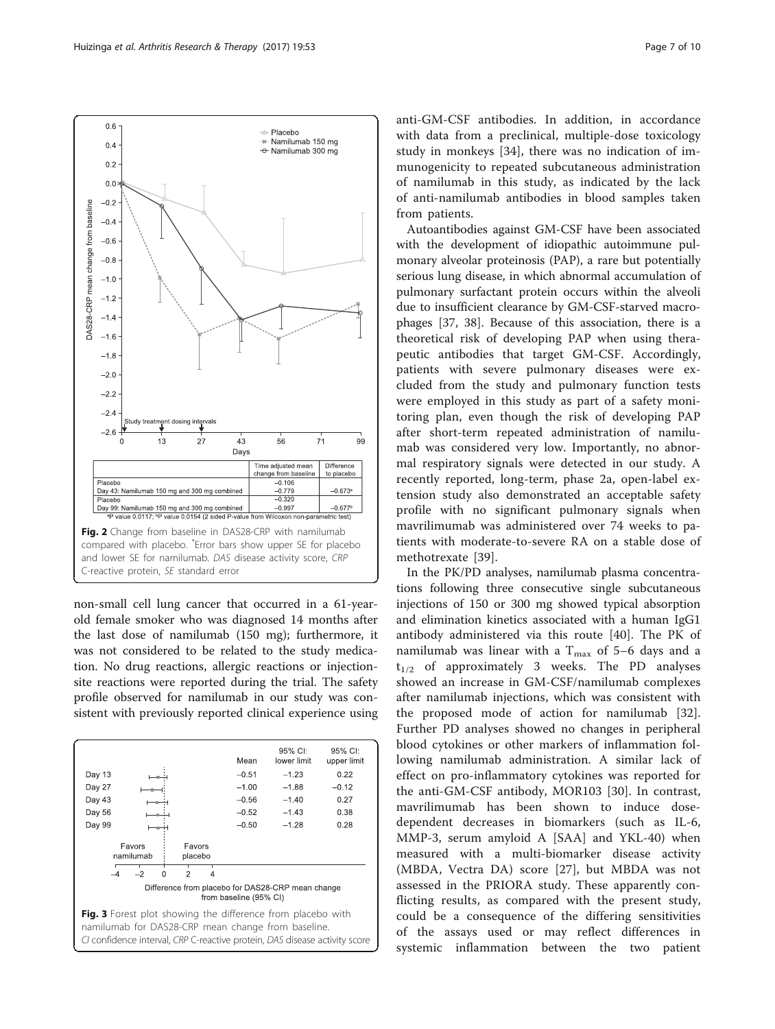| | Time adjusted mean change from baseline | Difference to placebo |
|---|---|---|
| Placebo | −0.106 | |
| Day 43: Namilumab 150 mg and 300 mg combined | −0.779 | −0.673[a] |
| Placebo | −0.320 | |
| Day 99: Namilumab 150 mg and 300 mg combined | −0.997 | −0.677[b] |

[a]P value 0.0117; [b]P value 0.0154 (2 sided P-value from Wilcoxon non-parametric test)

**Fig. 2** Change from baseline in DAS28-CRP with namilumab compared with placebo. *Error bars show upper SE for placebo and lower SE for namilumab. *DAS* disease activity score, *CRP* C-reactive protein, *SE* standard error

| | Mean | 95% CI: lower limit | 95% CI: upper limit |
|---|---|---|---|
| Day 13 | −0.51 | −1.23 | 0.22 |
| Day 27 | −1.00 | −1.88 | −0.12 |
| Day 43 | −0.56 | −1.40 | 0.27 |
| Day 56 | −0.52 | −1.43 | 0.38 |
| Day 99 | −0.50 | −1.28 | 0.28 |

**Fig. 3** Forest plot showing the difference from placebo with namilumab for DAS28-CRP mean change from baseline. *CI* confidence interval, *CRP* C-reactive protein, *DAS* disease activity score

non-small cell lung cancer that occurred in a 61-year-old female smoker who was diagnosed 14 months after the last dose of namilumab (150 mg); furthermore, it was not considered to be related to the study medication. No drug reactions, allergic reactions or injection-site reactions were reported during the trial. The safety profile observed for namilumab in our study was consistent with previously reported clinical experience using anti-GM-CSF antibodies. In addition, in accordance with data from a preclinical, multiple-dose toxicology study in monkeys [34], there was no indication of immunogenicity to repeated subcutaneous administration of namilumab in this study, as indicated by the lack of anti-namilumab antibodies in blood samples taken from patients.

Autoantibodies against GM-CSF have been associated with the development of idiopathic autoimmune pulmonary alveolar proteinosis (PAP), a rare but potentially serious lung disease, in which abnormal accumulation of pulmonary surfactant protein occurs within the alveoli due to insufficient clearance by GM-CSF-starved macrophages [37, 38]. Because of this association, there is a theoretical risk of developing PAP when using therapeutic antibodies that target GM-CSF. Accordingly, patients with severe pulmonary diseases were excluded from the study and pulmonary function tests were employed in this study as part of a safety monitoring plan, even though the risk of developing PAP after short-term repeated administration of namilumab was considered very low. Importantly, no abnormal respiratory signals were detected in our study. A recently reported, long-term, phase 2a, open-label extension study also demonstrated an acceptable safety profile with no significant pulmonary signals when mavrilimumab was administered over 74 weeks to patients with moderate-to-severe RA on a stable dose of methotrexate [39].

In the PK/PD analyses, namilumab plasma concentrations following three consecutive single subcutaneous injections of 150 or 300 mg showed typical absorption and elimination kinetics associated with a human IgG1 antibody administered via this route [40]. The PK of namilumab was linear with a $T_{max}$ of 5–6 days and a $t_{1/2}$ of approximately 3 weeks. The PD analyses showed an increase in GM-CSF/namilumab complexes after namilumab injections, which was consistent with the proposed mode of action for namilumab [32]. Further PD analyses showed no changes in peripheral blood cytokines or other markers of inflammation following namilumab administration. A similar lack of effect on pro-inflammatory cytokines was reported for the anti-GM-CSF antibody, MOR103 [30]. In contrast, mavrilimumab has been shown to induce dose-dependent decreases in biomarkers (such as IL-6, MMP-3, serum amyloid A [SAA] and YKL-40) when measured with a multi-biomarker disease activity (MBDA, Vectra DA) score [27], but MBDA was not assessed in the PRIORA study. These apparently conflicting results, as compared with the present study, could be a consequence of the differing sensitivities of the assays used or may reflect differences in systemic inflammation between the two patient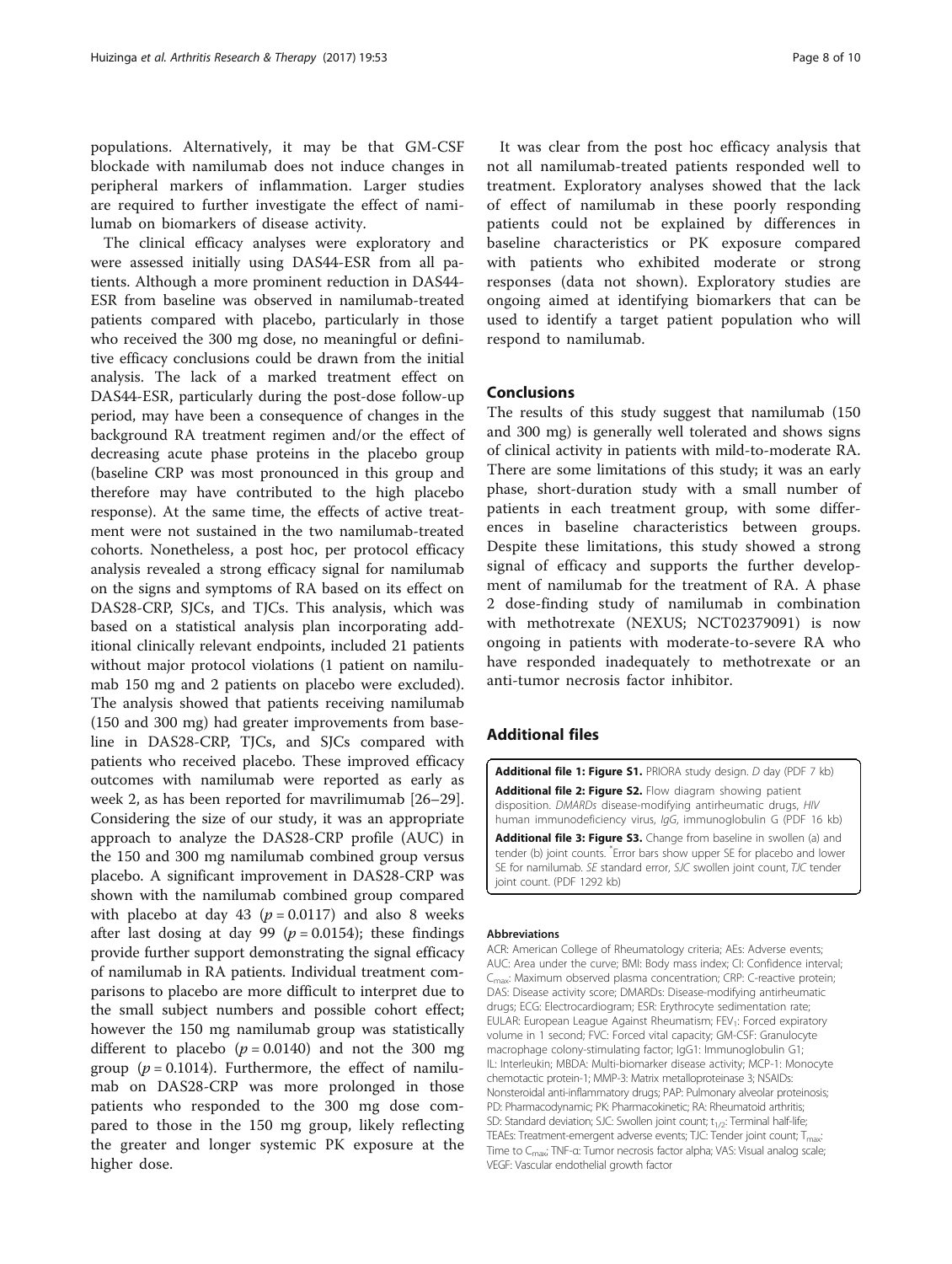populations. Alternatively, it may be that GM-CSF blockade with namilumab does not induce changes in peripheral markers of inflammation. Larger studies are required to further investigate the effect of namilumab on biomarkers of disease activity.

The clinical efficacy analyses were exploratory and were assessed initially using DAS44-ESR from all patients. Although a more prominent reduction in DAS44-ESR from baseline was observed in namilumab-treated patients compared with placebo, particularly in those who received the 300 mg dose, no meaningful or definitive efficacy conclusions could be drawn from the initial analysis. The lack of a marked treatment effect on DAS44-ESR, particularly during the post-dose follow-up period, may have been a consequence of changes in the background RA treatment regimen and/or the effect of decreasing acute phase proteins in the placebo group (baseline CRP was most pronounced in this group and therefore may have contributed to the high placebo response). At the same time, the effects of active treatment were not sustained in the two namilumab-treated cohorts. Nonetheless, a post hoc, per protocol efficacy analysis revealed a strong efficacy signal for namilumab on the signs and symptoms of RA based on its effect on DAS28-CRP, SJCs, and TJCs. This analysis, which was based on a statistical analysis plan incorporating additional clinically relevant endpoints, included 21 patients without major protocol violations (1 patient on namilumab 150 mg and 2 patients on placebo were excluded). The analysis showed that patients receiving namilumab (150 and 300 mg) had greater improvements from baseline in DAS28-CRP, TJCs, and SJCs compared with patients who received placebo. These improved efficacy outcomes with namilumab were reported as early as week 2, as has been reported for mavrilimumab [26–29]. Considering the size of our study, it was an appropriate approach to analyze the DAS28-CRP profile (AUC) in the 150 and 300 mg namilumab combined group versus placebo. A significant improvement in DAS28-CRP was shown with the namilumab combined group compared with placebo at day 43 ($p = 0.0117$) and also 8 weeks after last dosing at day 99 ($p = 0.0154$); these findings provide further support demonstrating the signal efficacy of namilumab in RA patients. Individual treatment comparisons to placebo are more difficult to interpret due to the small subject numbers and possible cohort effect; however the 150 mg namilumab group was statistically different to placebo ($p = 0.0140$) and not the 300 mg group ($p = 0.1014$). Furthermore, the effect of namilumab on DAS28-CRP was more prolonged in those patients who responded to the 300 mg dose compared to those in the 150 mg group, likely reflecting the greater and longer systemic PK exposure at the higher dose.

It was clear from the post hoc efficacy analysis that not all namilumab-treated patients responded well to treatment. Exploratory analyses showed that the lack of effect of namilumab in these poorly responding patients could not be explained by differences in baseline characteristics or PK exposure compared with patients who exhibited moderate or strong responses (data not shown). Exploratory studies are ongoing aimed at identifying biomarkers that can be used to identify a target patient population who will respond to namilumab.

## Conclusions

The results of this study suggest that namilumab (150 and 300 mg) is generally well tolerated and shows signs of clinical activity in patients with mild-to-moderate RA. There are some limitations of this study; it was an early phase, short-duration study with a small number of patients in each treatment group, with some differences in baseline characteristics between groups. Despite these limitations, this study showed a strong signal of efficacy and supports the further development of namilumab for the treatment of RA. A phase 2 dose-finding study of namilumab in combination with methotrexate (NEXUS; NCT02379091) is now ongoing in patients with moderate-to-severe RA who have responded inadequately to methotrexate or an anti-tumor necrosis factor inhibitor.

## Additional files

**Additional file 1: Figure S1.** PRIORA study design. *D* day (PDF 7 kb)

**Additional file 2: Figure S2.** Flow diagram showing patient disposition. *DMARDs* disease-modifying antirheumatic drugs, *HIV* human immunodeficiency virus, *IgG*, immunoglobulin G (PDF 16 kb)

**Additional file 3: Figure S3.** Change from baseline in swollen (a) and tender (b) joint counts. *Error bars show upper SE for placebo and lower SE for namilumab. *SE* standard error, *SJC* swollen joint count, *TJC* tender joint count. (PDF 1292 kb)

#### Abbreviations

ACR: American College of Rheumatology criteria; AEs: Adverse events; AUC: Area under the curve; BMI: Body mass index; CI: Confidence interval; $C_{max}$: Maximum observed plasma concentration; CRP: C-reactive protein; DAS: Disease activity score; DMARDs: Disease-modifying antirheumatic drugs; ECG: Electrocardiogram; ESR: Erythrocyte sedimentation rate; EULAR: European League Against Rheumatism; $FEV_1$: Forced expiratory volume in 1 second; FVC: Forced vital capacity; GM-CSF: Granulocyte macrophage colony-stimulating factor; IgG1: Immunoglobulin G1; IL: Interleukin; MBDA: Multi-biomarker disease activity; MCP-1: Monocyte chemotactic protein-1; MMP-3: Matrix metalloproteinase 3; NSAIDs: Nonsteroidal anti-inflammatory drugs; PAP: Pulmonary alveolar proteinosis; PD: Pharmacodynamic; PK: Pharmacokinetic; RA: Rheumatoid arthritis; SD: Standard deviation; SJC: Swollen joint count; $t_{1/2}$: Terminal half-life; TEAEs: Treatment-emergent adverse events; TJC: Tender joint count; $T_{max}$: Time to $C_{max}$; TNF-α: Tumor necrosis factor alpha; VAS: Visual analog scale; VEGF: Vascular endothelial growth factor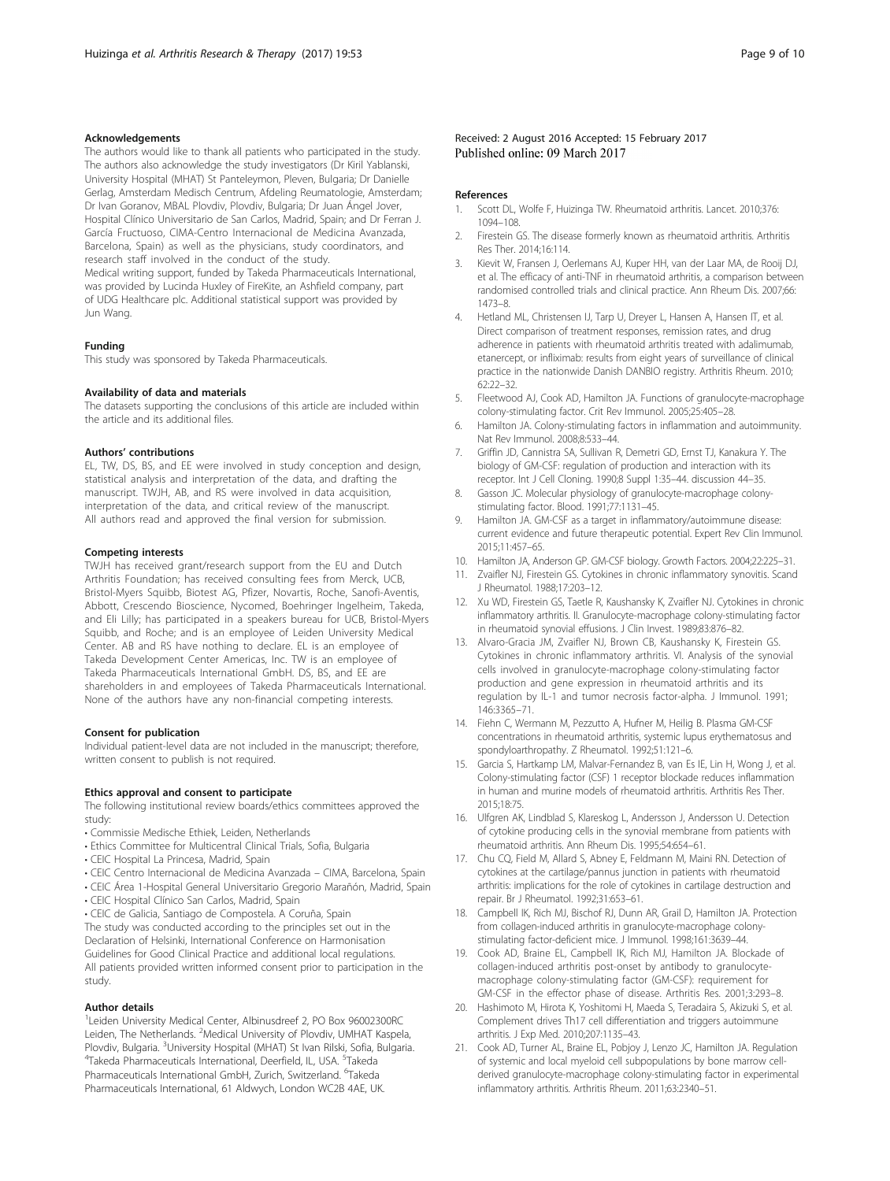## Acknowledgements

The authors would like to thank all patients who participated in the study. The authors also acknowledge the study investigators (Dr Kiril Yablanski, University Hospital (MHAT) St Panteleymon, Pleven, Bulgaria; Dr Danielle Gerlag, Amsterdam Medisch Centrum, Afdeling Reumatologie, Amsterdam; Dr Ivan Goranov, MBAL Plovdiv, Plovdiv, Bulgaria; Dr Juan Ángel Jover, Hospital Clínico Universitario de San Carlos, Madrid, Spain; and Dr Ferran J. García Fructuoso, CIMA-Centro Internacional de Medicina Avanzada, Barcelona, Spain) as well as the physicians, study coordinators, and research staff involved in the conduct of the study.

Medical writing support, funded by Takeda Pharmaceuticals International, was provided by Lucinda Huxley of FireKite, an Ashfield company, part of UDG Healthcare plc. Additional statistical support was provided by Jun Wang.

## Funding

This study was sponsored by Takeda Pharmaceuticals.

## Availability of data and materials

The datasets supporting the conclusions of this article are included within the article and its additional files.

## Authors' contributions

EL, TW, DS, BS, and EE were involved in study conception and design, statistical analysis and interpretation of the data, and drafting the manuscript. TWJH, AB, and RS were involved in data acquisition, interpretation of the data, and critical review of the manuscript. All authors read and approved the final version for submission.

## Competing interests

TWJH has received grant/research support from the EU and Dutch Arthritis Foundation; has received consulting fees from Merck, UCB, Bristol-Myers Squibb, Biotest AG, Pfizer, Novartis, Roche, Sanofi-Aventis, Abbott, Crescendo Bioscience, Nycomed, Boehringer Ingelheim, Takeda, and Eli Lilly; has participated in a speakers bureau for UCB, Bristol-Myers Squibb, and Roche; and is an employee of Leiden University Medical Center. AB and RS have nothing to declare. EL is an employee of Takeda Development Center Americas, Inc. TW is an employee of Takeda Pharmaceuticals International GmbH. DS, BS, and EE are shareholders in and employees of Takeda Pharmaceuticals International. None of the authors have any non-financial competing interests.

## Consent for publication

Individual patient-level data are not included in the manuscript; therefore, written consent to publish is not required.

## Ethics approval and consent to participate

The following institutional review boards/ethics committees approved the study:

- Commissie Medische Ethiek, Leiden, Netherlands
- Ethics Committee for Multicentral Clinical Trials, Sofia, Bulgaria
- CEIC Hospital La Princesa, Madrid, Spain
- CEIC Centro Internacional de Medicina Avanzada – CIMA, Barcelona, Spain
- CEIC Área 1-Hospital General Universitario Gregorio Marañón, Madrid, Spain
- CEIC Hospital Clínico San Carlos, Madrid, Spain
- CEIC de Galicia, Santiago de Compostela. A Coruña, Spain

The study was conducted according to the principles set out in the Declaration of Helsinki, International Conference on Harmonisation Guidelines for Good Clinical Practice and additional local regulations. All patients provided written informed consent prior to participation in the study.

## Author details

[1]Leiden University Medical Center, Albinusdreef 2, PO Box 96002300RC Leiden, The Netherlands. [2]Medical University of Plovdiv, UMHAT Kaspela, Plovdiv, Bulgaria. [3]University Hospital (MHAT) St Ivan Rilski, Sofia, Bulgaria. [4]Takeda Pharmaceuticals International, Deerfield, IL, USA. [5]Takeda Pharmaceuticals International GmbH, Zurich, Switzerland. [6]Takeda Pharmaceuticals International, 61 Aldwych, London WC2B 4AE, UK.

Received: 2 August 2016 Accepted: 15 February 2017
Published online: 09 March 2017

## References

1. Scott DL, Wolfe F, Huizinga TW. Rheumatoid arthritis. Lancet. 2010;376:1094–108.
2. Firestein GS. The disease formerly known as rheumatoid arthritis. Arthritis Res Ther. 2014;16:114.
3. Kievit W, Fransen J, Oerlemans AJ, Kuper HH, van der Laar MA, de Rooij DJ, et al. The efficacy of anti-TNF in rheumatoid arthritis, a comparison between randomised controlled trials and clinical practice. Ann Rheum Dis. 2007;66:1473–8.
4. Hetland ML, Christensen IJ, Tarp U, Dreyer L, Hansen A, Hansen IT, et al. Direct comparison of treatment responses, remission rates, and drug adherence in patients with rheumatoid arthritis treated with adalimumab, etanercept, or infliximab: results from eight years of surveillance of clinical practice in the nationwide Danish DANBIO registry. Arthritis Rheum. 2010;62:22–32.
5. Fleetwood AJ, Cook AD, Hamilton JA. Functions of granulocyte-macrophage colony-stimulating factor. Crit Rev Immunol. 2005;25:405–28.
6. Hamilton JA. Colony-stimulating factors in inflammation and autoimmunity. Nat Rev Immunol. 2008;8:533–44.
7. Griffin JD, Cannistra SA, Sullivan R, Demetri GD, Ernst TJ, Kanakura Y. The biology of GM-CSF: regulation of production and interaction with its receptor. Int J Cell Cloning. 1990;8 Suppl 1:35–44. discussion 44–35.
8. Gasson JC. Molecular physiology of granulocyte-macrophage colony-stimulating factor. Blood. 1991;77:1131–45.
9. Hamilton JA. GM-CSF as a target in inflammatory/autoimmune disease: current evidence and future therapeutic potential. Expert Rev Clin Immunol. 2015;11:457–65.
10. Hamilton JA, Anderson GP. GM-CSF biology. Growth Factors. 2004;22:225–31.
11. Zvaifler NJ, Firestein GS. Cytokines in chronic inflammatory synovitis. Scand J Rheumatol. 1988;17:203–12.
12. Xu WD, Firestein GS, Taetle R, Kaushansky K, Zvaifler NJ. Cytokines in chronic inflammatory arthritis. II. Granulocyte-macrophage colony-stimulating factor in rheumatoid synovial effusions. J Clin Invest. 1989;83:876–82.
13. Alvaro-Gracia JM, Zvaifler NJ, Brown CB, Kaushansky K, Firestein GS. Cytokines in chronic inflammatory arthritis. VI. Analysis of the synovial cells involved in granulocyte-macrophage colony-stimulating factor production and gene expression in rheumatoid arthritis and its regulation by IL-1 and tumor necrosis factor-alpha. J Immunol. 1991;146:3365–71.
14. Fiehn C, Wermann M, Pezzutto A, Hufner M, Heilig B. Plasma GM-CSF concentrations in rheumatoid arthritis, systemic lupus erythematosus and spondyloarthropathy. Z Rheumatol. 1992;51:121–6.
15. Garcia S, Hartkamp LM, Malvar-Fernandez B, van Es IE, Lin H, Wong J, et al. Colony-stimulating factor (CSF) 1 receptor blockade reduces inflammation in human and murine models of rheumatoid arthritis. Arthritis Res Ther. 2015;18:75.
16. Ulfgren AK, Lindblad S, Klareskog L, Andersson J, Andersson U. Detection of cytokine producing cells in the synovial membrane from patients with rheumatoid arthritis. Ann Rheum Dis. 1995;54:654–61.
17. Chu CQ, Field M, Allard S, Abney E, Feldmann M, Maini RN. Detection of cytokines at the cartilage/pannus junction in patients with rheumatoid arthritis: implications for the role of cytokines in cartilage destruction and repair. Br J Rheumatol. 1992;31:653–61.
18. Campbell IK, Rich MJ, Bischof RJ, Dunn AR, Grail D, Hamilton JA. Protection from collagen-induced arthritis in granulocyte-macrophage colony-stimulating factor-deficient mice. J Immunol. 1998;161:3639–44.
19. Cook AD, Braine EL, Campbell IK, Rich MJ, Hamilton JA. Blockade of collagen-induced arthritis post-onset by antibody to granulocyte-macrophage colony-stimulating factor (GM-CSF): requirement for GM-CSF in the effector phase of disease. Arthritis Res. 2001;3:293–8.
20. Hashimoto M, Hirota K, Yoshitomi H, Maeda S, Teradaira S, Akizuki S, et al. Complement drives Th17 cell differentiation and triggers autoimmune arthritis. J Exp Med. 2010;207:1135–43.
21. Cook AD, Turner AL, Braine EL, Pobjoy J, Lenzo JC, Hamilton JA. Regulation of systemic and local myeloid cell subpopulations by bone marrow cell-derived granulocyte-macrophage colony-stimulating factor in experimental inflammatory arthritis. Arthritis Rheum. 2011;63:2340–51.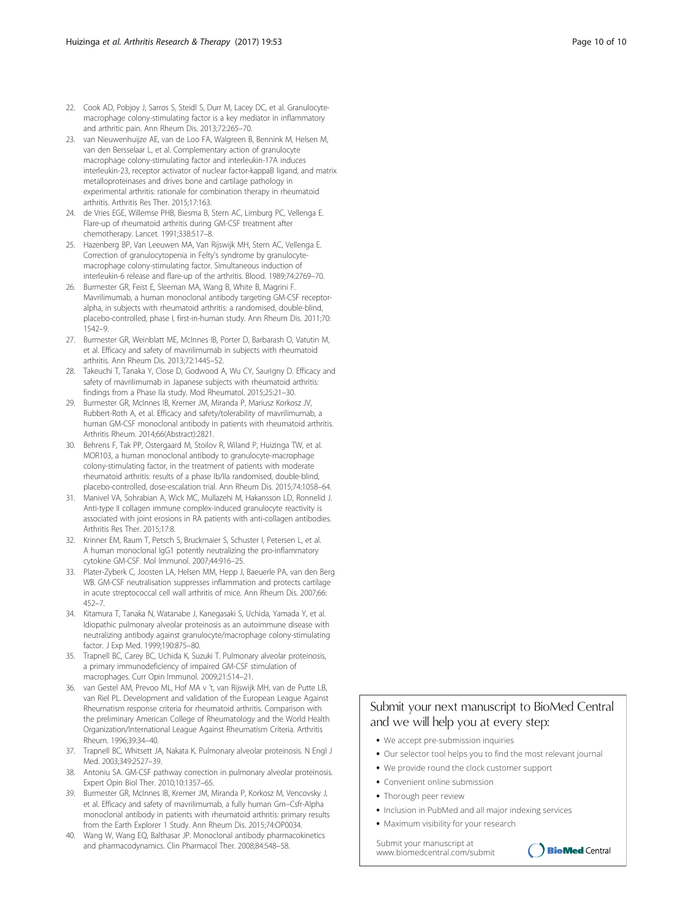22. Cook AD, Pobjoy J, Sarros S, Steidl S, Durr M, Lacey DC, et al. Granulocyte-macrophage colony-stimulating factor is a key mediator in inflammatory and arthritic pain. Ann Rheum Dis. 2013;72:265–70.
23. van Nieuwenhuijze AE, van de Loo FA, Walgreen B, Bennink M, Helsen M, van den Bersselaar L, et al. Complementary action of granulocyte macrophage colony-stimulating factor and interleukin-17A induces interleukin-23, receptor activator of nuclear factor-kappaB ligand, and matrix metalloproteinases and drives bone and cartilage pathology in experimental arthritis: rationale for combination therapy in rheumatoid arthritis. Arthritis Res Ther. 2015;17:163.
24. de Vries EGE, Willemse PHB, Biesma B, Stern AC, Limburg PC, Vellenga E. Flare-up of rheumatoid arthritis during GM-CSF treatment after chemotherapy. Lancet. 1991;338:517–8.
25. Hazenberg BP, Van Leeuwen MA, Van Rijswijk MH, Stern AC, Vellenga E. Correction of granulocytopenia in Felty's syndrome by granulocyte-macrophage colony-stimulating factor. Simultaneous induction of interleukin-6 release and flare-up of the arthritis. Blood. 1989;74:2769–70.
26. Burmester GR, Feist E, Sleeman MA, Wang B, White B, Magrini F. Mavrilimumab, a human monoclonal antibody targeting GM-CSF receptor-alpha, in subjects with rheumatoid arthritis: a randomised, double-blind, placebo-controlled, phase I, first-in-human study. Ann Rheum Dis. 2011;70:1542–9.
27. Burmester GR, Weinblatt ME, McInnes IB, Porter D, Barbarash O, Vatutin M, et al. Efficacy and safety of mavrilimumab in subjects with rheumatoid arthritis. Ann Rheum Dis. 2013;72:1445–52.
28. Takeuchi T, Tanaka Y, Close D, Godwood A, Wu CY, Saurigny D. Efficacy and safety of mavrilimumab in Japanese subjects with rheumatoid arthritis: findings from a Phase IIa study. Mod Rheumatol. 2015;25:21–30.
29. Burmester GR, McInnes IB, Kremer JM, Miranda P, Mariusz Korkosz JV, Rubbert-Roth A, et al. Efficacy and safety/tolerability of mavrilimumab, a human GM-CSF monoclonal antibody in patients with rheumatoid arthritis. Arthritis Rheum. 2014;66(Abstract):2821.
30. Behrens F, Tak PP, Ostergaard M, Stoilov R, Wiland P, Huizinga TW, et al. MOR103, a human monoclonal antibody to granulocyte-macrophage colony-stimulating factor, in the treatment of patients with moderate rheumatoid arthritis: results of a phase Ib/IIa randomised, double-blind, placebo-controlled, dose-escalation trial. Ann Rheum Dis. 2015;74:1058–64.
31. Manivel VA, Sohrabian A, Wick MC, Mullazehi M, Hakansson LD, Ronnelid J. Anti-type II collagen immune complex-induced granulocyte reactivity is associated with joint erosions in RA patients with anti-collagen antibodies. Arthritis Res Ther. 2015;17:8.
32. Krinner EM, Raum T, Petsch S, Bruckmaier S, Schuster I, Petersen L, et al. A human monoclonal IgG1 potently neutralizing the pro-inflammatory cytokine GM-CSF. Mol Immunol. 2007;44:916–25.
33. Plater-Zyberk C, Joosten LA, Helsen MM, Hepp J, Baeuerle PA, van den Berg WB. GM-CSF neutralisation suppresses inflammation and protects cartilage in acute streptococcal cell wall arthritis of mice. Ann Rheum Dis. 2007;66:452–7.
34. Kitamura T, Tanaka N, Watanabe J, Kanegasaki S, Uchida, Yamada Y, et al. Idiopathic pulmonary alveolar proteinosis as an autoimmune disease with neutralizing antibody against granulocyte/macrophage colony-stimulating factor. J Exp Med. 1999;190:875–80.
35. Trapnell BC, Carey BC, Uchida K, Suzuki T. Pulmonary alveolar proteinosis, a primary immunodeficiency of impaired GM-CSF stimulation of macrophages. Curr Opin Immunol. 2009;21:514–21.
36. van Gestel AM, Prevoo ML, Hof MA v 't, van Rijswijk MH, van de Putte LB, van Riel PL. Development and validation of the European League Against Rheumatism response criteria for rheumatoid arthritis. Comparison with the preliminary American College of Rheumatology and the World Health Organization/International League Against Rheumatism Criteria. Arthritis Rheum. 1996;39:34–40.
37. Trapnell BC, Whitsett JA, Nakata K. Pulmonary alveolar proteinosis. N Engl J Med. 2003;349:2527–39.
38. Antoniu SA. GM-CSF pathway correction in pulmonary alveolar proteinosis. Expert Opin Biol Ther. 2010;10:1357–65.
39. Burmester GR, McInnes IB, Kremer JM, Miranda P, Korkosz M, Vencovsky J, et al. Efficacy and safety of mavrilimumab, a fully human Gm–Csfr-Alpha monoclonal antibody in patients with rheumatoid arthritis: primary results from the Earth Explorer 1 Study. Ann Rheum Dis. 2015;74:OP0034.
40. Wang W, Wang EQ, Balthasar JP. Monoclonal antibody pharmacokinetics and pharmacodynamics. Clin Pharmacol Ther. 2008;84:548–58.

Submit your next manuscript to BioMed Central and we will help you at every step:

- We accept pre-submission inquiries
- Our selector tool helps you to find the most relevant journal
- We provide round the clock customer support
- Convenient online submission
- Thorough peer review
- Inclusion in PubMed and all major indexing services
- Maximum visibility for your research

Submit your manuscript at
www.biomedcentral.com/submit

BioMed Central